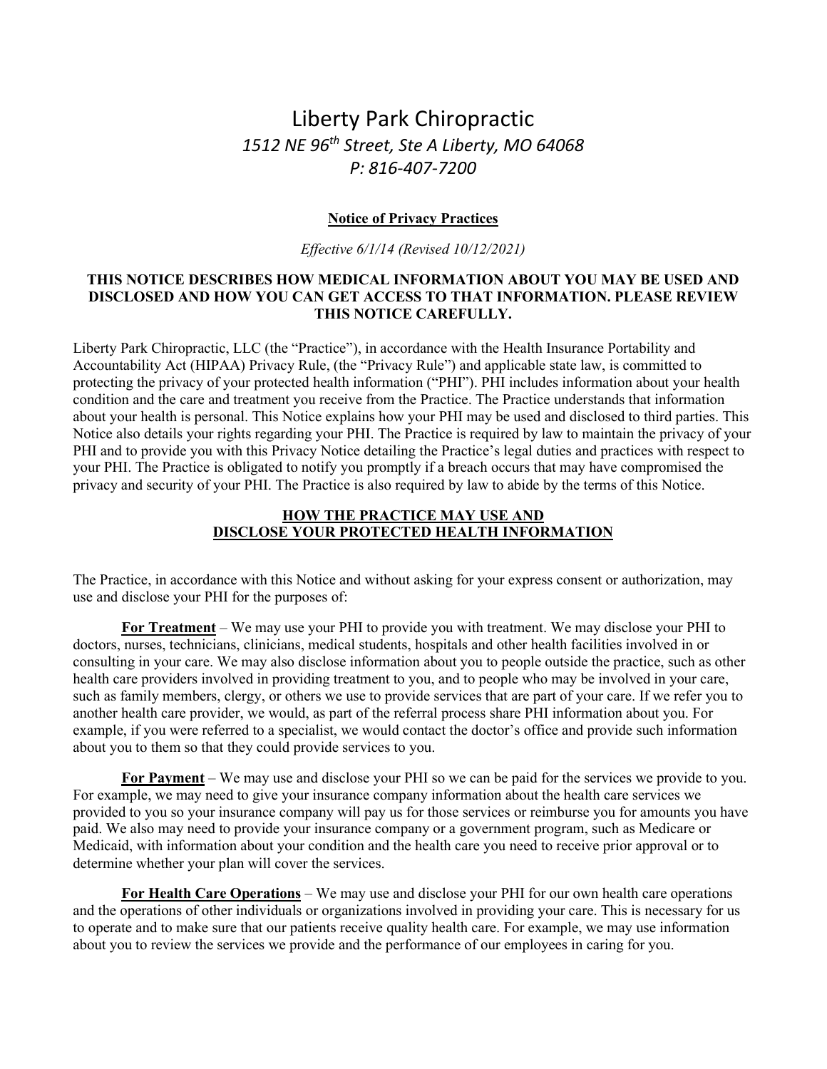# Liberty Park Chiropractic

*1512 NE 96th Street, Ste A Liberty, MO 64068*

*P: 816-407-7200*

## Notice of Privacy Practices

*Effective 6/1/14 (Revised 10/12/2021)*

**THIS NOTICE DESCRIBES HOW MEDICAL INFORMATION ABOUT YOU MAY BE USED AND DISCLOSED AND HOW YOU CAN GET ACCESS TO THAT INFORMATION. PLEASE REVIEW THIS NOTICE CAREFULLY.**

Liberty Park Chiropractic, LLC (the "Practice"), in accordance with the Health Insurance Portability and Accountability Act (HIPAA) Privacy Rule, (the "Privacy Rule") and applicable state law, is committed to protecting the privacy of your protected health information ("PHI"). PHI includes information about your health condition and the care and treatment you receive from the Practice. The Practice understands that information about your health is personal. This Notice explains how your PHI may be used and disclosed to third parties. This Notice also details your rights regarding your PHI. The Practice is required by law to maintain the privacy of your PHI and to provide you with this Privacy Notice detailing the Practice's legal duties and practices with respect to your PHI. The Practice is obligated to notify you promptly if a breach occurs that may have compromised the privacy and security of your PHI. The Practice is also required by law to abide by the terms of this Notice.

## HOW THE PRACTICE MAY USE AND DISCLOSE YOUR PROTECTED HEALTH INFORMATION

The Practice, in accordance with this Notice and without asking for your express consent or authorization, may use and disclose your PHI for the purposes of:

**For Treatment** – We may use your PHI to provide you with treatment. We may disclose your PHI to doctors, nurses, technicians, clinicians, medical students, hospitals and other health facilities involved in or consulting in your care. We may also disclose information about you to people outside the practice, such as other health care providers involved in providing treatment to you, and to people who may be involved in your care, such as family members, clergy, or others we use to provide services that are part of your care. If we refer you to another health care provider, we would, as part of the referral process share PHI information about you. For example, if you were referred to a specialist, we would contact the doctor's office and provide such information about you to them so that they could provide services to you.

**For Payment** – We may use and disclose your PHI so we can be paid for the services we provide to you. For example, we may need to give your insurance company information about the health care services we provided to you so your insurance company will pay us for those services or reimburse you for amounts you have paid. We also may need to provide your insurance company or a government program, such as Medicare or Medicaid, with information about your condition and the health care you need to receive prior approval or to determine whether your plan will cover the services.

**For Health Care Operations** – We may use and disclose your PHI for our own health care operations and the operations of other individuals or organizations involved in providing your care. This is necessary for us to operate and to make sure that our patients receive quality health care. For example, we may use information about you to review the services we provide and the performance of our employees in caring for you.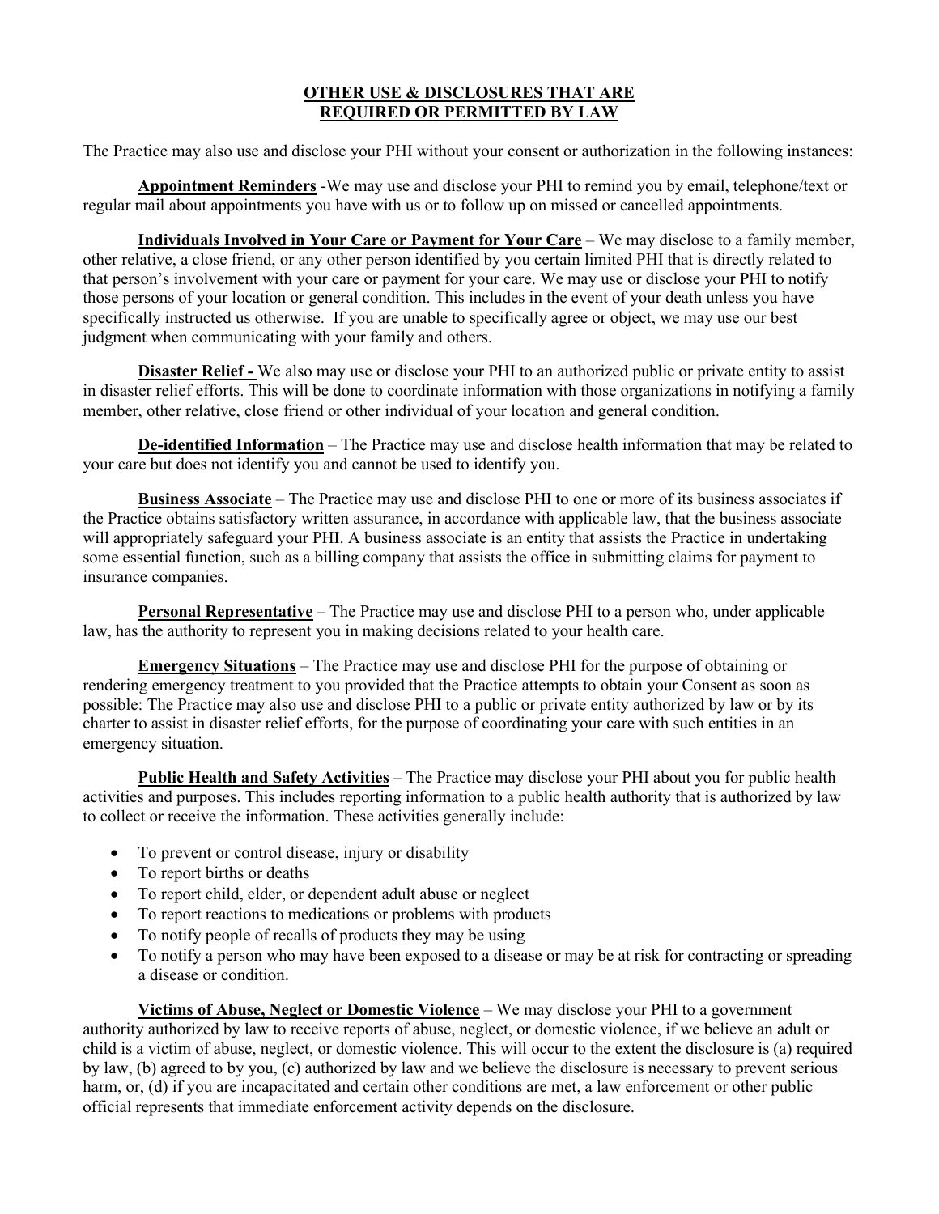## OTHER USE & DISCLOSURES THAT ARE REQUIRED OR PERMITTED BY LAW

The Practice may also use and disclose your PHI without your consent or authorization in the following instances:

**Appointment Reminders** -We may use and disclose your PHI to remind you by email, telephone/text or regular mail about appointments you have with us or to follow up on missed or cancelled appointments.

**Individuals Involved in Your Care or Payment for Your Care** – We may disclose to a family member, other relative, a close friend, or any other person identified by you certain limited PHI that is directly related to that person's involvement with your care or payment for your care. We may use or disclose your PHI to notify those persons of your location or general condition. This includes in the event of your death unless you have specifically instructed us otherwise. If you are unable to specifically agree or object, we may use our best judgment when communicating with your family and others.

**Disaster Relief -** We also may use or disclose your PHI to an authorized public or private entity to assist in disaster relief efforts. This will be done to coordinate information with those organizations in notifying a family member, other relative, close friend or other individual of your location and general condition.

**De-identified Information** – The Practice may use and disclose health information that may be related to your care but does not identify you and cannot be used to identify you.

**Business Associate** – The Practice may use and disclose PHI to one or more of its business associates if the Practice obtains satisfactory written assurance, in accordance with applicable law, that the business associate will appropriately safeguard your PHI. A business associate is an entity that assists the Practice in undertaking some essential function, such as a billing company that assists the office in submitting claims for payment to insurance companies.

**Personal Representative** – The Practice may use and disclose PHI to a person who, under applicable law, has the authority to represent you in making decisions related to your health care.

**Emergency Situations** – The Practice may use and disclose PHI for the purpose of obtaining or rendering emergency treatment to you provided that the Practice attempts to obtain your Consent as soon as possible: The Practice may also use and disclose PHI to a public or private entity authorized by law or by its charter to assist in disaster relief efforts, for the purpose of coordinating your care with such entities in an emergency situation.

**Public Health and Safety Activities** – The Practice may disclose your PHI about you for public health activities and purposes. This includes reporting information to a public health authority that is authorized by law to collect or receive the information. These activities generally include:

- To prevent or control disease, injury or disability
- To report births or deaths
- To report child, elder, or dependent adult abuse or neglect
- To report reactions to medications or problems with products
- To notify people of recalls of products they may be using
- To notify a person who may have been exposed to a disease or may be at risk for contracting or spreading a disease or condition.

**Victims of Abuse, Neglect or Domestic Violence** – We may disclose your PHI to a government authority authorized by law to receive reports of abuse, neglect, or domestic violence, if we believe an adult or child is a victim of abuse, neglect, or domestic violence. This will occur to the extent the disclosure is (a) required by law, (b) agreed to by you, (c) authorized by law and we believe the disclosure is necessary to prevent serious harm, or, (d) if you are incapacitated and certain other conditions are met, a law enforcement or other public official represents that immediate enforcement activity depends on the disclosure.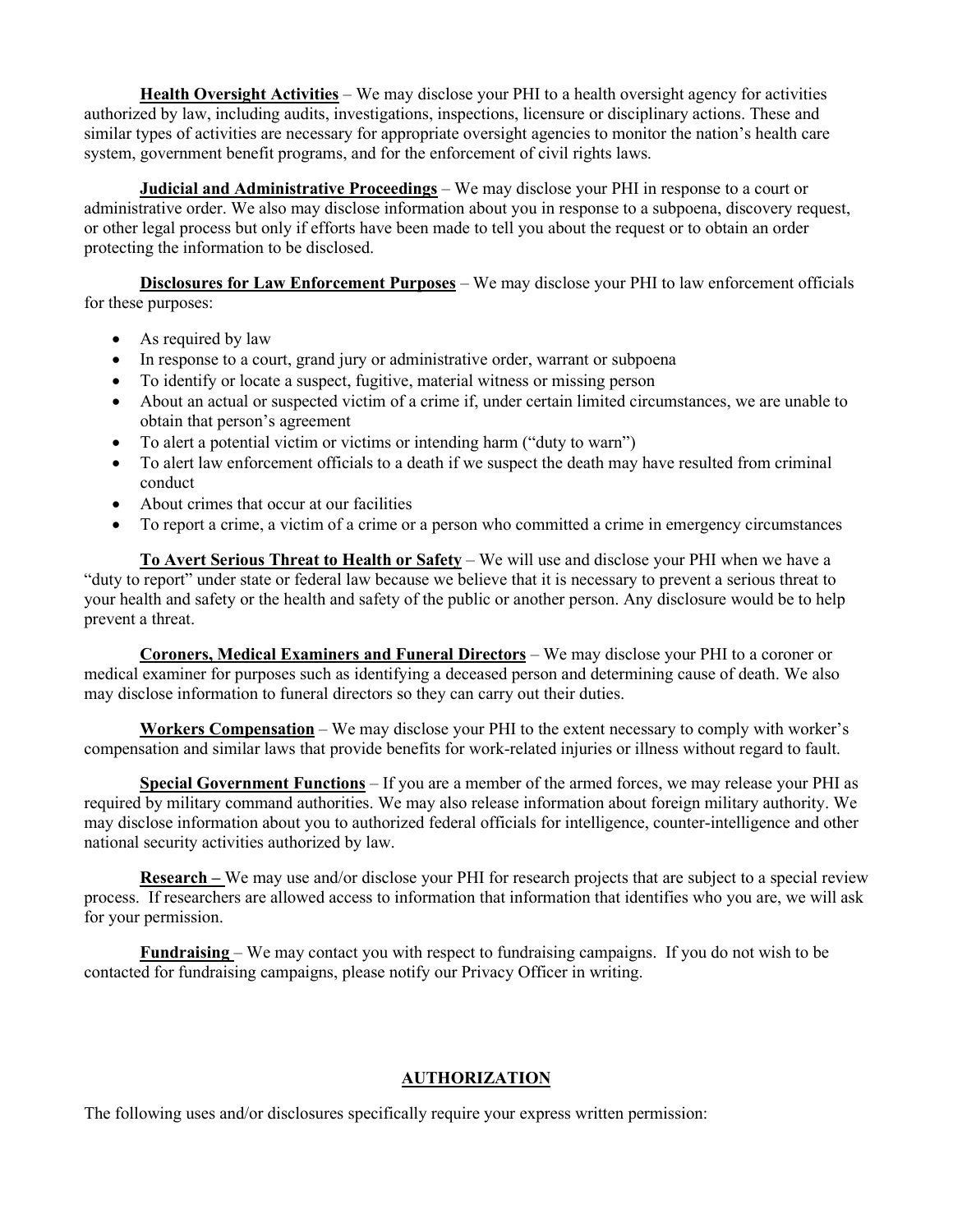**Health Oversight Activities** – We may disclose your PHI to a health oversight agency for activities authorized by law, including audits, investigations, inspections, licensure or disciplinary actions. These and similar types of activities are necessary for appropriate oversight agencies to monitor the nation's health care system, government benefit programs, and for the enforcement of civil rights laws.

**Judicial and Administrative Proceedings** – We may disclose your PHI in response to a court or administrative order. We also may disclose information about you in response to a subpoena, discovery request, or other legal process but only if efforts have been made to tell you about the request or to obtain an order protecting the information to be disclosed.

**Disclosures for Law Enforcement Purposes** – We may disclose your PHI to law enforcement officials for these purposes:

- As required by law
- In response to a court, grand jury or administrative order, warrant or subpoena
- To identify or locate a suspect, fugitive, material witness or missing person
- About an actual or suspected victim of a crime if, under certain limited circumstances, we are unable to obtain that person's agreement
- To alert a potential victim or victims or intending harm ("duty to warn")
- To alert law enforcement officials to a death if we suspect the death may have resulted from criminal conduct
- About crimes that occur at our facilities
- To report a crime, a victim of a crime or a person who committed a crime in emergency circumstances

**To Avert Serious Threat to Health or Safety** – We will use and disclose your PHI when we have a "duty to report" under state or federal law because we believe that it is necessary to prevent a serious threat to your health and safety or the health and safety of the public or another person. Any disclosure would be to help prevent a threat.

**Coroners, Medical Examiners and Funeral Directors** – We may disclose your PHI to a coroner or medical examiner for purposes such as identifying a deceased person and determining cause of death. We also may disclose information to funeral directors so they can carry out their duties.

**Workers Compensation** – We may disclose your PHI to the extent necessary to comply with worker's compensation and similar laws that provide benefits for work-related injuries or illness without regard to fault.

**Special Government Functions** – If you are a member of the armed forces, we may release your PHI as required by military command authorities. We may also release information about foreign military authority. We may disclose information about you to authorized federal officials for intelligence, counter-intelligence and other national security activities authorized by law.

**Research –** We may use and/or disclose your PHI for research projects that are subject to a special review process. If researchers are allowed access to information that information that identifies who you are, we will ask for your permission.

**Fundraising** – We may contact you with respect to fundraising campaigns. If you do not wish to be contacted for fundraising campaigns, please notify our Privacy Officer in writing.

## AUTHORIZATION

The following uses and/or disclosures specifically require your express written permission: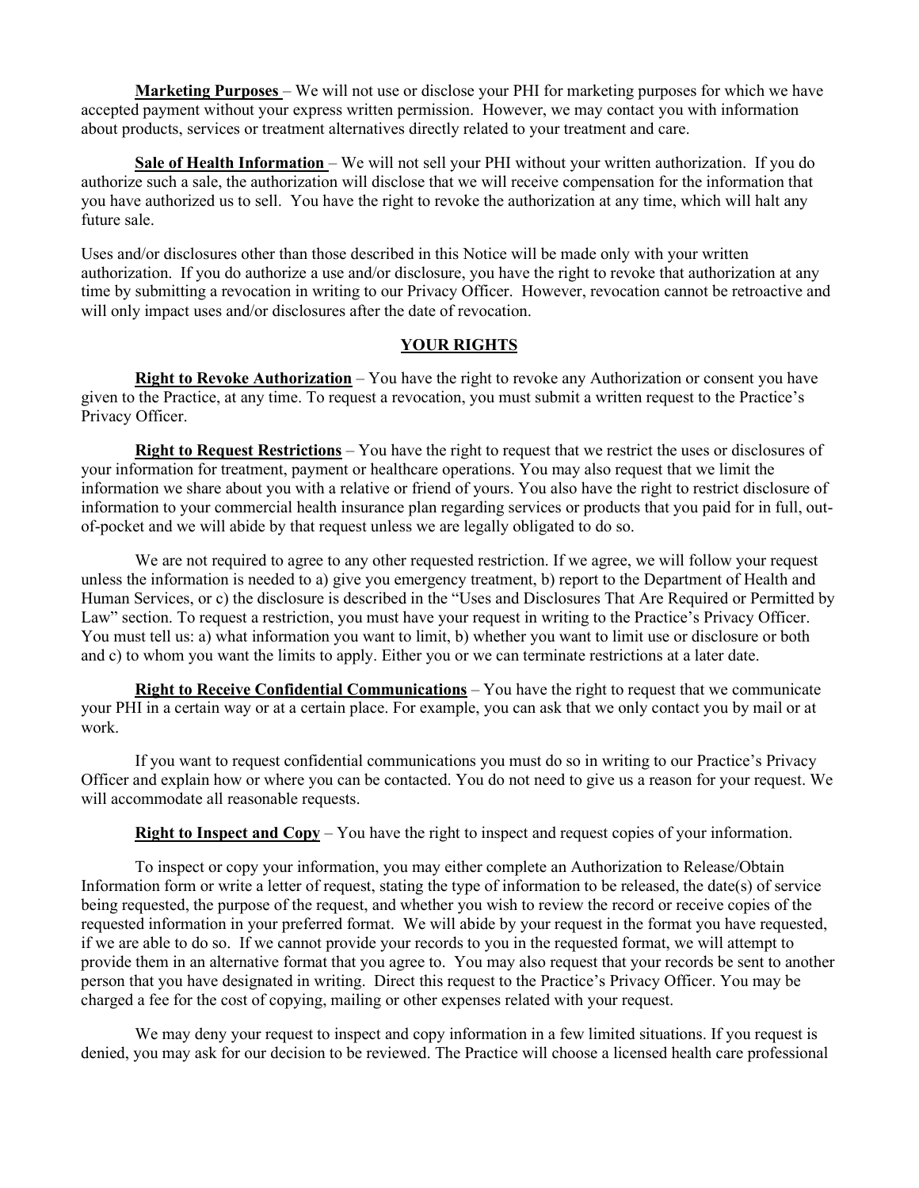**Marketing Purposes** – We will not use or disclose your PHI for marketing purposes for which we have accepted payment without your express written permission. However, we may contact you with information about products, services or treatment alternatives directly related to your treatment and care.

**Sale of Health Information** – We will not sell your PHI without your written authorization. If you do authorize such a sale, the authorization will disclose that we will receive compensation for the information that you have authorized us to sell. You have the right to revoke the authorization at any time, which will halt any future sale.

Uses and/or disclosures other than those described in this Notice will be made only with your written authorization. If you do authorize a use and/or disclosure, you have the right to revoke that authorization at any time by submitting a revocation in writing to our Privacy Officer. However, revocation cannot be retroactive and will only impact uses and/or disclosures after the date of revocation.

## YOUR RIGHTS

**Right to Revoke Authorization** – You have the right to revoke any Authorization or consent you have given to the Practice, at any time. To request a revocation, you must submit a written request to the Practice's Privacy Officer.

**Right to Request Restrictions** – You have the right to request that we restrict the uses or disclosures of your information for treatment, payment or healthcare operations. You may also request that we limit the information we share about you with a relative or friend of yours. You also have the right to restrict disclosure of information to your commercial health insurance plan regarding services or products that you paid for in full, out-of-pocket and we will abide by that request unless we are legally obligated to do so.

We are not required to agree to any other requested restriction. If we agree, we will follow your request unless the information is needed to a) give you emergency treatment, b) report to the Department of Health and Human Services, or c) the disclosure is described in the "Uses and Disclosures That Are Required or Permitted by Law" section. To request a restriction, you must have your request in writing to the Practice's Privacy Officer. You must tell us: a) what information you want to limit, b) whether you want to limit use or disclosure or both and c) to whom you want the limits to apply. Either you or we can terminate restrictions at a later date.

**Right to Receive Confidential Communications** – You have the right to request that we communicate your PHI in a certain way or at a certain place. For example, you can ask that we only contact you by mail or at work.

If you want to request confidential communications you must do so in writing to our Practice's Privacy Officer and explain how or where you can be contacted. You do not need to give us a reason for your request. We will accommodate all reasonable requests.

**Right to Inspect and Copy** – You have the right to inspect and request copies of your information.

To inspect or copy your information, you may either complete an Authorization to Release/Obtain Information form or write a letter of request, stating the type of information to be released, the date(s) of service being requested, the purpose of the request, and whether you wish to review the record or receive copies of the requested information in your preferred format. We will abide by your request in the format you have requested, if we are able to do so. If we cannot provide your records to you in the requested format, we will attempt to provide them in an alternative format that you agree to. You may also request that your records be sent to another person that you have designated in writing. Direct this request to the Practice's Privacy Officer. You may be charged a fee for the cost of copying, mailing or other expenses related with your request.

We may deny your request to inspect and copy information in a few limited situations. If you request is denied, you may ask for our decision to be reviewed. The Practice will choose a licensed health care professional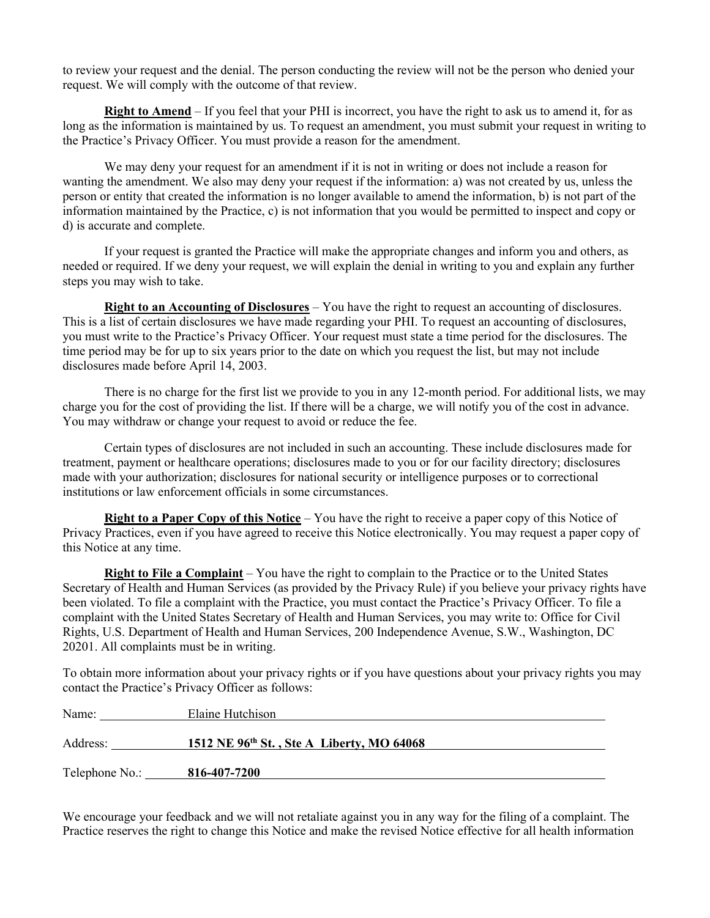to review your request and the denial. The person conducting the review will not be the person who denied your request. We will comply with the outcome of that review.

**Right to Amend** – If you feel that your PHI is incorrect, you have the right to ask us to amend it, for as long as the information is maintained by us. To request an amendment, you must submit your request in writing to the Practice's Privacy Officer. You must provide a reason for the amendment.

We may deny your request for an amendment if it is not in writing or does not include a reason for wanting the amendment. We also may deny your request if the information: a) was not created by us, unless the person or entity that created the information is no longer available to amend the information, b) is not part of the information maintained by the Practice, c) is not information that you would be permitted to inspect and copy or d) is accurate and complete.

If your request is granted the Practice will make the appropriate changes and inform you and others, as needed or required. If we deny your request, we will explain the denial in writing to you and explain any further steps you may wish to take.

**Right to an Accounting of Disclosures** – You have the right to request an accounting of disclosures. This is a list of certain disclosures we have made regarding your PHI. To request an accounting of disclosures, you must write to the Practice's Privacy Officer. Your request must state a time period for the disclosures. The time period may be for up to six years prior to the date on which you request the list, but may not include disclosures made before April 14, 2003.

There is no charge for the first list we provide to you in any 12-month period. For additional lists, we may charge you for the cost of providing the list. If there will be a charge, we will notify you of the cost in advance. You may withdraw or change your request to avoid or reduce the fee.

Certain types of disclosures are not included in such an accounting. These include disclosures made for treatment, payment or healthcare operations; disclosures made to you or for our facility directory; disclosures made with your authorization; disclosures for national security or intelligence purposes or to correctional institutions or law enforcement officials in some circumstances.

**Right to a Paper Copy of this Notice** – You have the right to receive a paper copy of this Notice of Privacy Practices, even if you have agreed to receive this Notice electronically. You may request a paper copy of this Notice at any time.

**Right to File a Complaint** – You have the right to complain to the Practice or to the United States Secretary of Health and Human Services (as provided by the Privacy Rule) if you believe your privacy rights have been violated. To file a complaint with the Practice, you must contact the Practice's Privacy Officer. To file a complaint with the United States Secretary of Health and Human Services, you may write to: Office for Civil Rights, U.S. Department of Health and Human Services, 200 Independence Avenue, S.W., Washington, DC 20201. All complaints must be in writing.

To obtain more information about your privacy rights or if you have questions about your privacy rights you may contact the Practice's Privacy Officer as follows:

Name: Elaine Hutchison

Address: **1512 NE 96th St. , Ste A Liberty, MO 64068**

Telephone No.: **816-407-7200**

We encourage your feedback and we will not retaliate against you in any way for the filing of a complaint. The Practice reserves the right to change this Notice and make the revised Notice effective for all health information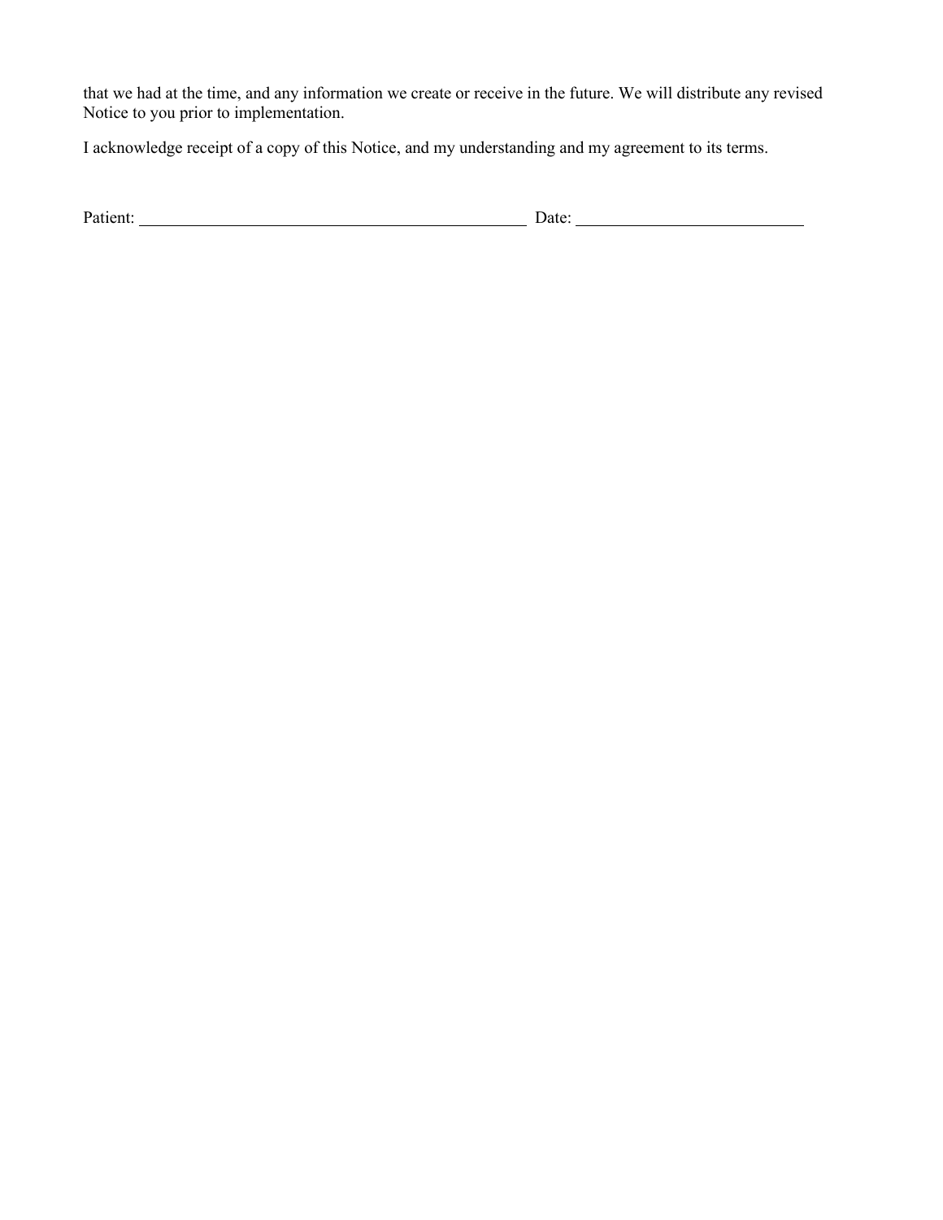that we had at the time, and any information we create or receive in the future. We will distribute any revised Notice to you prior to implementation.

I acknowledge receipt of a copy of this Notice, and my understanding and my agreement to its terms.

Patient: ______________________________________________ Date: ___________________________